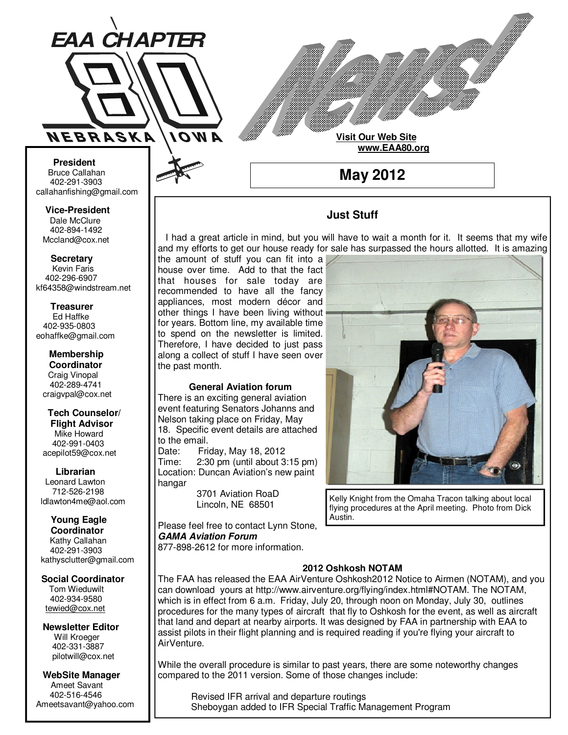# EAA CHAPTER 80 NEBRASKA IOWA

# News!

**Visit Our Web Site**
**www.EAA80.org**

## May 2012

**President**
Bruce Callahan
402-291-3903
callahanfishing@gmail.com

**Vice-President**
Dale McClure
402-894-1492
Mccland@cox.net

**Secretary**
Kevin Faris
402-296-6907
kf64358@windstream.net

**Treasurer**
Ed Haffke
402-935-0803
eohaffke@gmail.com

**Membership Coordinator**
Craig Vinopal
402-289-4741
craigvpal@cox.net

**Tech Counselor/ Flight Advisor**
Mike Howard
402-991-0403
acepilot59@cox.net

**Librarian**
Leonard Lawton
712-526-2198
ldlawton4me@aol.com

**Young Eagle Coordinator**
Kathy Callahan
402-291-3903
kathysclutter@gmail.com

**Social Coordinator**
Tom Wieduwilt
402-934-9580
tewied@cox.net

**Newsletter Editor**
Will Kroeger
402-331-3887
pilotwill@cox.net

**WebSite Manager**
Ameet Savant
402-516-4546
Ameetsavant@yahoo.com

### Just Stuff

I had a great article in mind, but you will have to wait a month for it. It seems that my wife and my efforts to get our house ready for sale has surpassed the hours allotted. It is amazing the amount of stuff you can fit into a house over time. Add to that the fact that houses for sale today are recommended to have all the fancy appliances, most modern décor and other things I have been living without for years. Bottom line, my available time to spend on the newsletter is limited. Therefore, I have decided to just pass along a collect of stuff I have seen over the past month.

Kelly Knight from the Omaha Tracon talking about local flying procedures at the April meeting. Photo from Dick Austin.

**General Aviation forum**

There is an exciting general aviation event featuring Senators Johanns and Nelson taking place on Friday, May 18. Specific event details are attached to the email.

Date: Friday, May 18, 2012
Time: 2:30 pm (until about 3:15 pm)
Location: Duncan Aviation's new paint hangar
3701 Aviation RoaD
Lincoln, NE 68501

Please feel free to contact Lynn Stone, ***GAMA Aviation Forum***
877-898-2612 for more information.

**2012 Oshkosh NOTAM**

The FAA has released the EAA AirVenture Oshkosh2012 Notice to Airmen (NOTAM), and you can download yours at http://www.airventure.org/flying/index.html#NOTAM. The NOTAM, which is in effect from 6 a.m. Friday, July 20, through noon on Monday, July 30, outlines procedures for the many types of aircraft that fly to Oshkosh for the event, as well as aircraft that land and depart at nearby airports. It was designed by FAA in partnership with EAA to assist pilots in their flight planning and is required reading if you're flying your aircraft to AirVenture.

While the overall procedure is similar to past years, there are some noteworthy changes compared to the 2011 version. Some of those changes include:

Revised IFR arrival and departure routings
Sheboygan added to IFR Special Traffic Management Program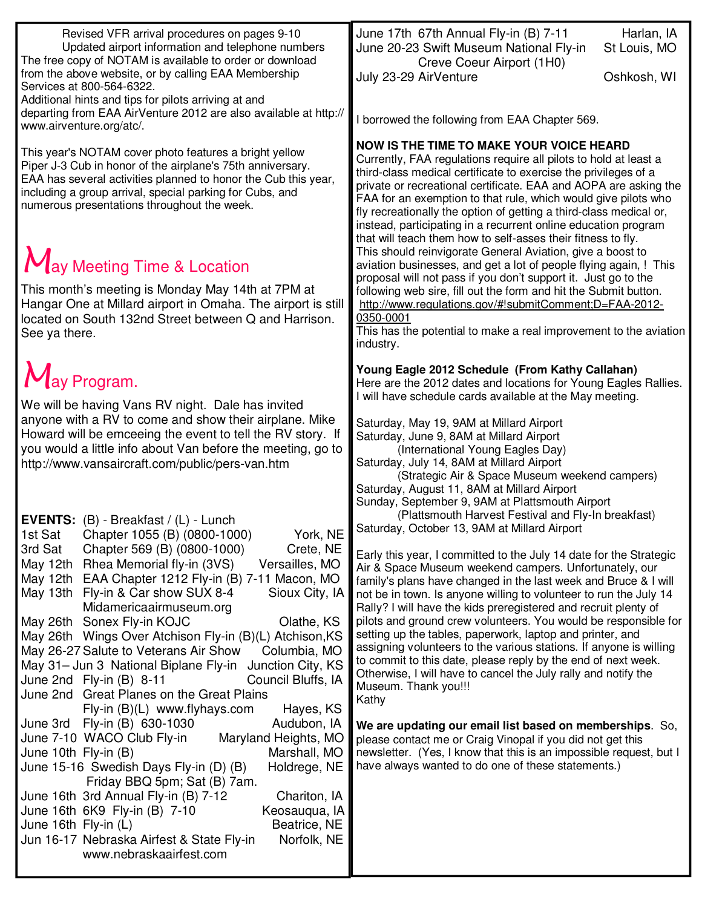Revised VFR arrival procedures on pages 9-10
Updated airport information and telephone numbers
The free copy of NOTAM is available to order or download from the above website, or by calling EAA Membership Services at 800-564-6322.
Additional hints and tips for pilots arriving at and departing from EAA AirVenture 2012 are also available at http://www.airventure.org/atc/.

This year's NOTAM cover photo features a bright yellow Piper J-3 Cub in honor of the airplane's 75th anniversary. EAA has several activities planned to honor the Cub this year, including a group arrival, special parking for Cubs, and numerous presentations throughout the week.

## May Meeting Time & Location

This month's meeting is Monday May 14th at 7PM at Hangar One at Millard airport in Omaha. The airport is still located on South 132nd Street between Q and Harrison. See ya there.

## May Program.

We will be having Vans RV night. Dale has invited anyone with a RV to come and show their airplane. Mike Howard will be emceeing the event to tell the RV story. If you would a little info about Van before the meeting, go to http://www.vansaircraft.com/public/pers-van.htm

**EVENTS:** (B) - Breakfast / (L) - Lunch

| Date | Event | Location |
|---|---|---|
| 1st Sat | Chapter 1055 (B) (0800-1000) | York, NE |
| 3rd Sat | Chapter 569 (B) (0800-1000) | Crete, NE |
| May 12th | Rhea Memorial fly-in (3VS) | Versailles, MO |
| May 12th | EAA Chapter 1212 Fly-in (B) 7-11 | Macon, MO |
| May 13th | Fly-in & Car show SUX 8-4 Midamericaairmuseum.org | Sioux City, IA |
| May 26th | Sonex Fly-in KOJC | Olathe, KS |
| May 26th | Wings Over Atchison Fly-in (B)(L) | Atchison,KS |
| May 26-27 | Salute to Veterans Air Show | Columbia, MO |
| May 31– Jun 3 | National Biplane Fly-in | Junction City, KS |
| June 2nd | Fly-in (B) 8-11 | Council Bluffs, IA |
| June 2nd | Great Planes on the Great Plains Fly-in (B)(L) www.flyhays.com | Hayes, KS |
| June 3rd | Fly-in (B) 630-1030 | Audubon, IA |
| June 7-10 | WACO Club Fly-in | Maryland Heights, MO |
| June 10th | Fly-in (B) | Marshall, MO |
| June 15-16 | Swedish Days Fly-in (D) (B) Friday BBQ 5pm; Sat (B) 7am. | Holdrege, NE |
| June 16th | 3rd Annual Fly-in (B) 7-12 | Chariton, IA |
| June 16th | 6K9 Fly-in (B) 7-10 | Keosauqua, IA |
| June 16th | Fly-in (L) | Beatrice, NE |
| Jun 16-17 | Nebraska Airfest & State Fly-in www.nebraskaairfest.com | Norfolk, NE |
| June 17th | 67th Annual Fly-in (B) 7-11 | Harlan, IA |
| June 20-23 | Swift Museum National Fly-in Creve Coeur Airport (1H0) | St Louis, MO |
| July 23-29 | AirVenture | Oshkosh, WI |

I borrowed the following from EAA Chapter 569.

**NOW IS THE TIME TO MAKE YOUR VOICE HEARD**
Currently, FAA regulations require all pilots to hold at least a third-class medical certificate to exercise the privileges of a private or recreational certificate. EAA and AOPA are asking the FAA for an exemption to that rule, which would give pilots who fly recreationally the option of getting a third-class medical or, instead, participating in a recurrent online education program that will teach them how to self-asses their fitness to fly.
This should reinvigorate General Aviation, give a boost to aviation businesses, and get a lot of people flying again, ! This proposal will not pass if you don't support it. Just go to the following web sire, fill out the form and hit the Submit button.
http://www.regulations.gov/#!submitComment;D=FAA-2012-0350-0001
This has the potential to make a real improvement to the aviation industry.

**Young Eagle 2012 Schedule (From Kathy Callahan)**
Here are the 2012 dates and locations for Young Eagles Rallies. I will have schedule cards available at the May meeting.

Saturday, May 19, 9AM at Millard Airport
Saturday, June 9, 8AM at Millard Airport
(International Young Eagles Day)
Saturday, July 14, 8AM at Millard Airport
(Strategic Air & Space Museum weekend campers)
Saturday, August 11, 8AM at Millard Airport
Sunday, September 9, 9AM at Plattsmouth Airport
(Plattsmouth Harvest Festival and Fly-In breakfast)
Saturday, October 13, 9AM at Millard Airport

Early this year, I committed to the July 14 date for the Strategic Air & Space Museum weekend campers. Unfortunately, our family's plans have changed in the last week and Bruce & I will not be in town. Is anyone willing to volunteer to run the July 14 Rally? I will have the kids preregistered and recruit plenty of pilots and ground crew volunteers. You would be responsible for setting up the tables, paperwork, laptop and printer, and assigning volunteers to the various stations. If anyone is willing to commit to this date, please reply by the end of next week. Otherwise, I will have to cancel the July rally and notify the Museum. Thank you!!!
Kathy

**We are updating our email list based on memberships**. So, please contact me or Craig Vinopal if you did not get this newsletter. (Yes, I know that this is an impossible request, but I have always wanted to do one of these statements.)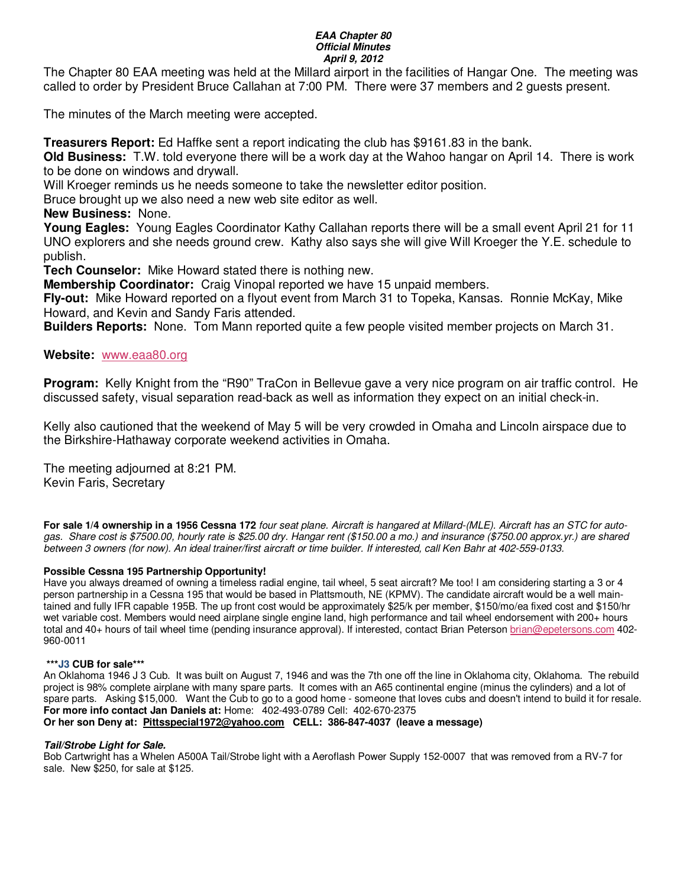***EAA Chapter 80***
***Official Minutes***
***April 9, 2012***

The Chapter 80 EAA meeting was held at the Millard airport in the facilities of Hangar One. The meeting was called to order by President Bruce Callahan at 7:00 PM. There were 37 members and 2 guests present.

The minutes of the March meeting were accepted.

**Treasurers Report:** Ed Haffke sent a report indicating the club has $9161.83 in the bank.
**Old Business:** T.W. told everyone there will be a work day at the Wahoo hangar on April 14. There is work to be done on windows and drywall.
Will Kroeger reminds us he needs someone to take the newsletter editor position.
Bruce brought up we also need a new web site editor as well.
**New Business:** None.
**Young Eagles:** Young Eagles Coordinator Kathy Callahan reports there will be a small event April 21 for 11 UNO explorers and she needs ground crew. Kathy also says she will give Will Kroeger the Y.E. schedule to publish.
**Tech Counselor:** Mike Howard stated there is nothing new.
**Membership Coordinator:** Craig Vinopal reported we have 15 unpaid members.
**Fly-out:** Mike Howard reported on a flyout event from March 31 to Topeka, Kansas. Ronnie McKay, Mike Howard, and Kevin and Sandy Faris attended.
**Builders Reports:** None. Tom Mann reported quite a few people visited member projects on March 31.

**Website:** www.eaa80.org

**Program:** Kelly Knight from the "R90" TraCon in Bellevue gave a very nice program on air traffic control. He discussed safety, visual separation read-back as well as information they expect on an initial check-in.

Kelly also cautioned that the weekend of May 5 will be very crowded in Omaha and Lincoln airspace due to the Birkshire-Hathaway corporate weekend activities in Omaha.

The meeting adjourned at 8:21 PM.
Kevin Faris, Secretary

**For sale 1/4 ownership in a 1956 Cessna 172** *four seat plane. Aircraft is hangared at Millard-(MLE). Aircraft has an STC for auto-gas. Share cost is $7500.00, hourly rate is $25.00 dry. Hangar rent ($150.00 a mo.) and insurance ($750.00 approx.yr.) are shared between 3 owners (for now). An ideal trainer/first aircraft or time builder. If interested, call Ken Bahr at 402-559-0133.*

**Possible Cessna 195 Partnership Opportunity!**

Have you always dreamed of owning a timeless radial engine, tail wheel, 5 seat aircraft? Me too! I am considering starting a 3 or 4 person partnership in a Cessna 195 that would be based in Plattsmouth, NE (KPMV). The candidate aircraft would be a well maintained and fully IFR capable 195B. The up front cost would be approximately $25/k per member, $150/mo/ea fixed cost and $150/hr wet variable cost. Members would need airplane single engine land, high performance and tail wheel endorsement with 200+ hours total and 40+ hours of tail wheel time (pending insurance approval). If interested, contact Brian Peterson brian@epetersons.com 402-960-0011

**\*\*\*J3 CUB for sale\*\*\***

An Oklahoma 1946 J 3 Cub. It was built on August 7, 1946 and was the 7th one off the line in Oklahoma city, Oklahoma. The rebuild project is 98% complete airplane with many spare parts. It comes with an A65 continental engine (minus the cylinders) and a lot of spare parts. Asking $15,000. Want the Cub to go to a good home - someone that loves cubs and doesn't intend to build it for resale.
**For more info contact Jan Daniels at:** Home: 402-493-0789 Cell: 402-670-2375
**Or her son Deny at: Pittsspecial1972@yahoo.com CELL: 386-847-4037 (leave a message)**

***Tail/Strobe Light for Sale.***

Bob Cartwright has a Whelen A500A Tail/Strobe light with a Aeroflash Power Supply 152-0007 that was removed from a RV-7 for sale. New $250, for sale at $125.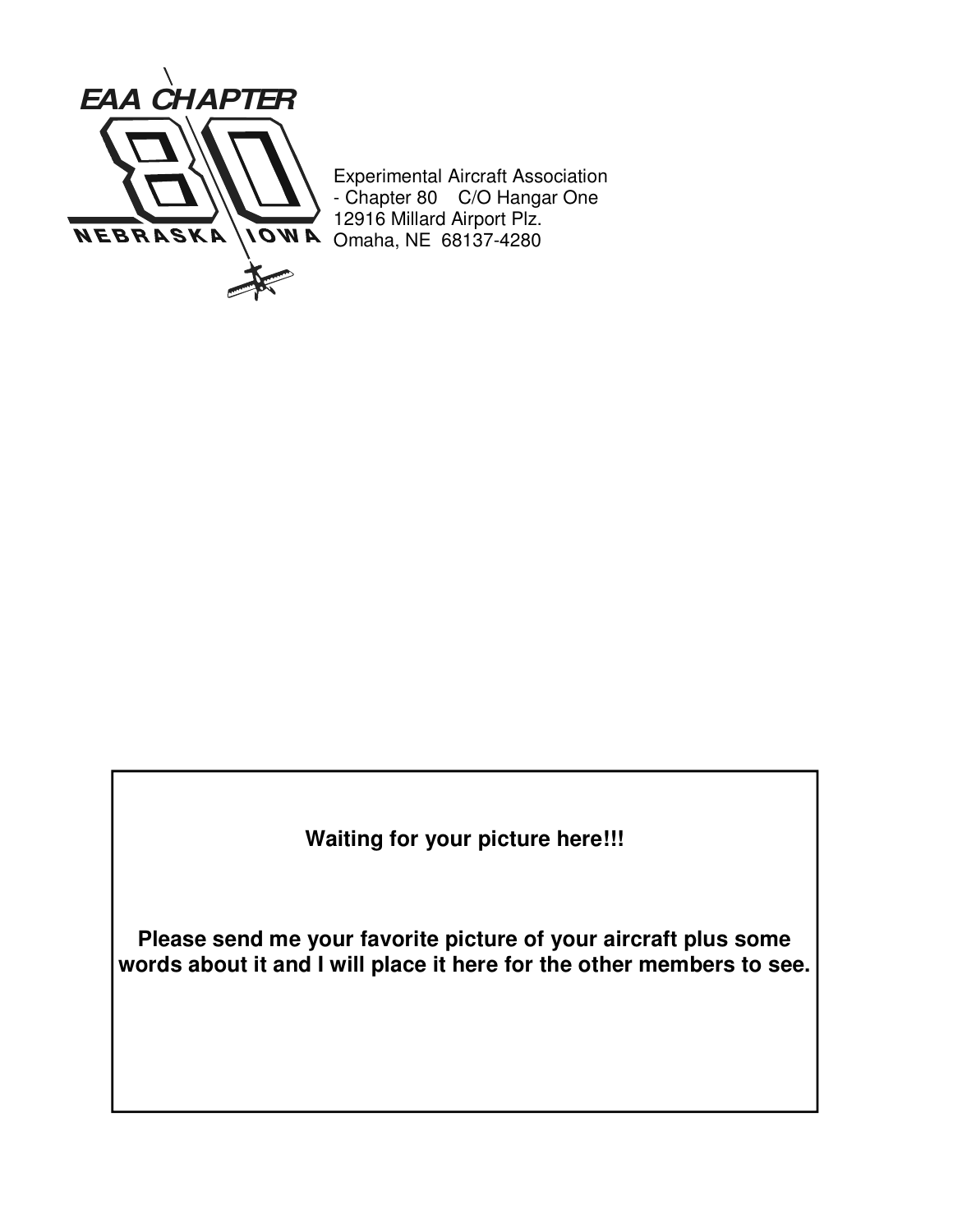EAA CHAPTER 80

NEBRASKA IOWA

Experimental Aircraft Association
- Chapter 80    C/O Hangar One
12916 Millard Airport Plz.
Omaha, NE  68137-4280

**Waiting for your picture here!!!**

**Please send me your favorite picture of your aircraft plus some words about it and I will place it here for the other members to see.**